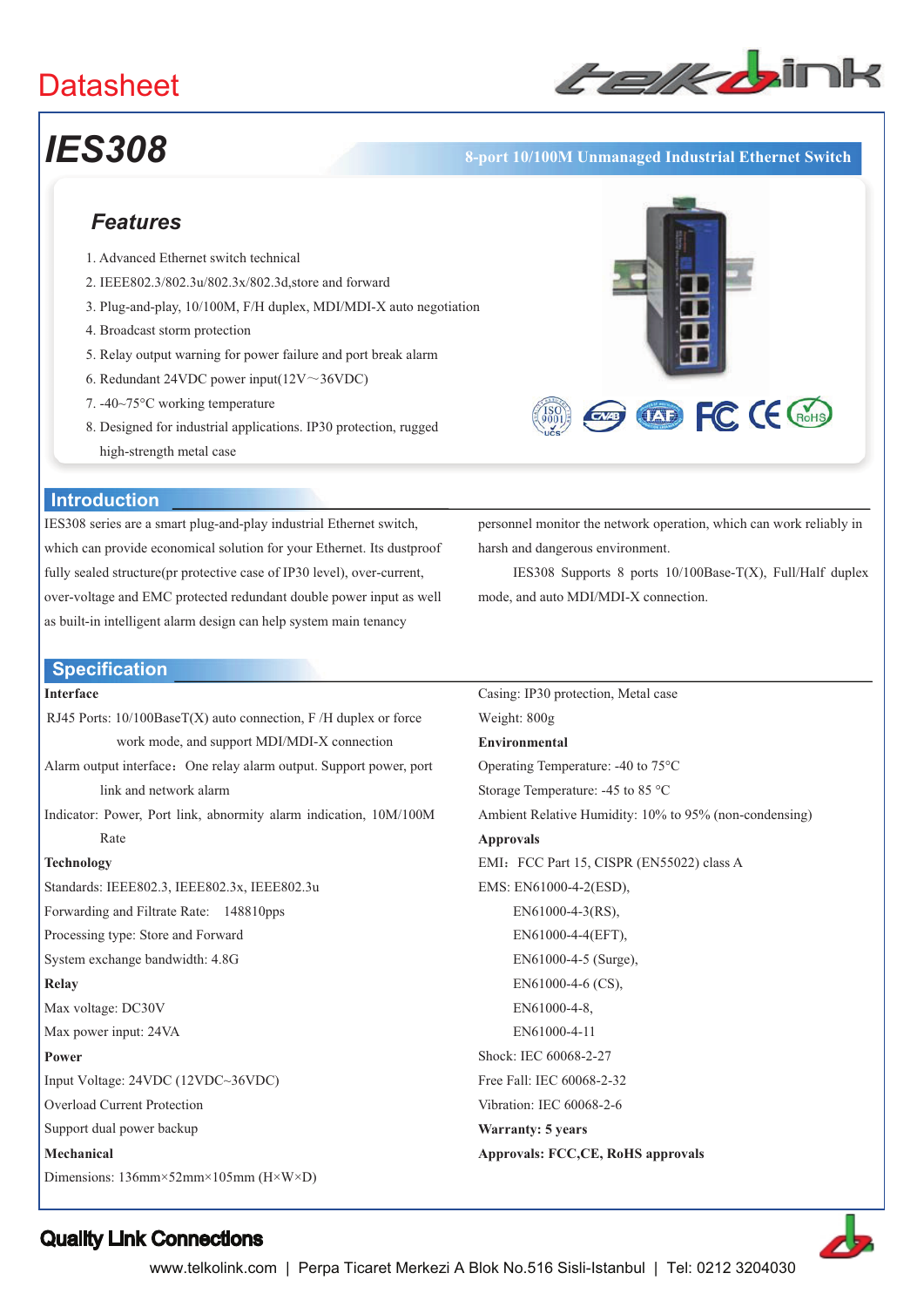# Datasheet

## IES308

**8-port 10/100M Unmanaged Industrial Ethernet Switch**

### Features

1. Advanced Ethernet switch technical
2. IEEE802.3/802.3u/802.3x/802.3d,store and forward
3. Plug-and-play, 10/100M, F/H duplex, MDI/MDI-X auto negotiation
4. Broadcast storm protection
5. Relay output warning for power failure and port break alarm
6. Redundant 24VDC power input(12V～36VDC)
7. -40~75°C working temperature
8. Designed for industrial applications. IP30 protection, rugged high-strength metal case

## Introduction

IES308 series are a smart plug-and-play industrial Ethernet switch, which can provide economical solution for your Ethernet. Its dustproof fully sealed structure(pr protective case of IP30 level), over-current, over-voltage and EMC protected redundant double power input as well as built-in intelligent alarm design can help system main tenancy personnel monitor the network operation, which can work reliably in harsh and dangerous environment.

IES308 Supports 8 ports 10/100Base-T(X), Full/Half duplex mode, and auto MDI/MDI-X connection.

## Specification

**Interface**

RJ45 Ports: 10/100BaseT(X) auto connection, F /H duplex or force work mode, and support MDI/MDI-X connection

Alarm output interface：One relay alarm output. Support power, port link and network alarm

Indicator: Power, Port link, abnormity alarm indication, 10M/100M Rate

**Technology**

Standards: IEEE802.3, IEEE802.3x, IEEE802.3u

Forwarding and Filtrate Rate: 148810pps

Processing type: Store and Forward

System exchange bandwidth: 4.8G

**Relay**

Max voltage: DC30V

Max power input: 24VA

**Power**

Input Voltage: 24VDC (12VDC~36VDC)

Overload Current Protection

Support dual power backup

**Mechanical**

Dimensions: 136mm×52mm×105mm (H×W×D)

Casing: IP30 protection, Metal case

Weight: 800g

**Environmental**

Operating Temperature: -40 to 75°C

Storage Temperature: -45 to 85 °C

Ambient Relative Humidity: 10% to 95% (non-condensing)

**Approvals**

EMI：FCC Part 15, CISPR (EN55022) class A

EMS: EN61000-4-2(ESD),
EN61000-4-3(RS),
EN61000-4-4(EFT),
EN61000-4-5 (Surge),
EN61000-4-6 (CS),
EN61000-4-8,
EN61000-4-11

Shock: IEC 60068-2-27

Free Fall: IEC 60068-2-32

Vibration: IEC 60068-2-6

**Warranty: 5 years**

**Approvals: FCC,CE, RoHS approvals**

**Quality Link Connections**

www.telkolink.com | Perpa Ticaret Merkezi A Blok No.516 Sisli-Istanbul | Tel: 0212 3204030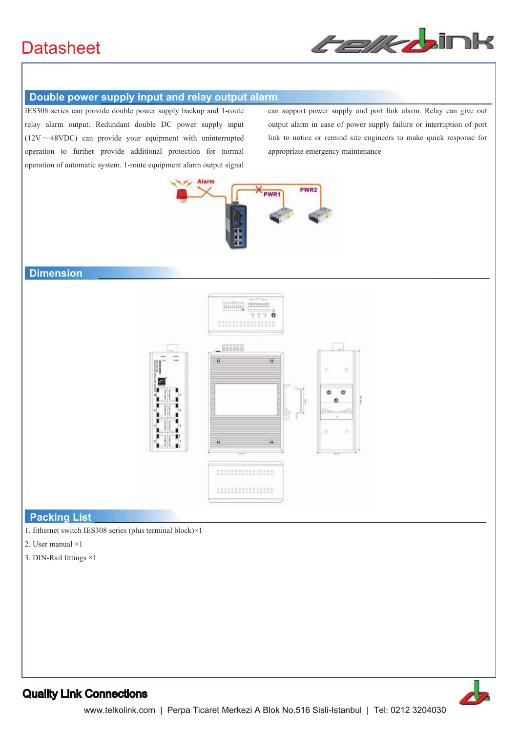## Double power supply input and relay output alarm

IES308 series can provide double power supply backup and 1-route relay alarm output. Redundant double DC power supply input (12V～48VDC) can provide your equipment with uninterrupted operation to further provide additional protection for normal operation of automatic system. 1-route equipment alarm output signal can support power supply and port link alarm. Relay can give out output alarm in case of power supply failure or interruption of port link to notice or remind site engineers to make quick response for appropriate emergency maintenance

Alarm

PWR1

PWR2

## Dimension

## Packing List

1. Ethernet switch IES308 series (plus terminal block)×1
2. User manual ×1
3. DIN-Rail fittings ×1